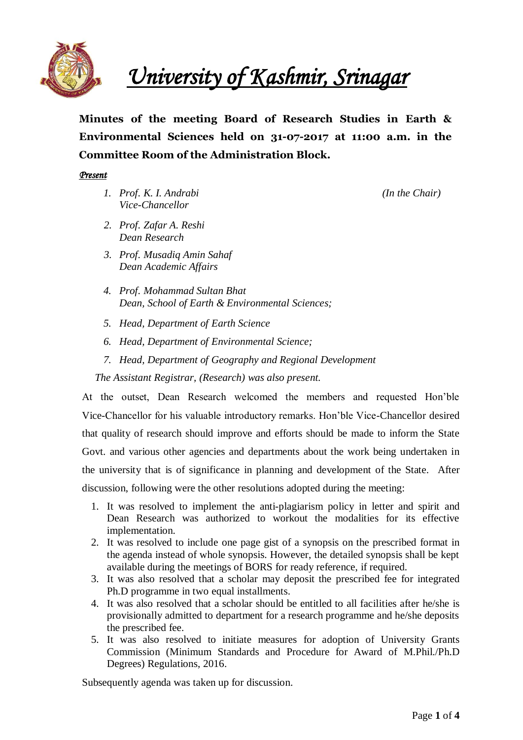# *University of Kashmir, Srinagar*

**Minutes of the meeting Board of Research Studies in Earth & Environmental Sciences held on 31-07-2017 at 11:00 a.m. in the Committee Room of the Administration Block.**

***Present***

1. *Prof. K. I. Andrabi* *(In the Chair)*
   *Vice-Chancellor*
2. *Prof. Zafar A. Reshi*
   *Dean Research*
3. *Prof. Musadiq Amin Sahaf*
   *Dean Academic Affairs*
4. *Prof. Mohammad Sultan Bhat*
   *Dean, School of Earth & Environmental Sciences;*
5. *Head, Department of Earth Science*
6. *Head, Department of Environmental Science;*
7. *Head, Department of Geography and Regional Development*

*The Assistant Registrar, (Research) was also present.*

At the outset, Dean Research welcomed the members and requested Hon'ble Vice-Chancellor for his valuable introductory remarks. Hon'ble Vice-Chancellor desired that quality of research should improve and efforts should be made to inform the State Govt. and various other agencies and departments about the work being undertaken in the university that is of significance in planning and development of the State. After discussion, following were the other resolutions adopted during the meeting:

1. It was resolved to implement the anti-plagiarism policy in letter and spirit and Dean Research was authorized to workout the modalities for its effective implementation.
2. It was resolved to include one page gist of a synopsis on the prescribed format in the agenda instead of whole synopsis. However, the detailed synopsis shall be kept available during the meetings of BORS for ready reference, if required.
3. It was also resolved that a scholar may deposit the prescribed fee for integrated Ph.D programme in two equal installments.
4. It was also resolved that a scholar should be entitled to all facilities after he/she is provisionally admitted to department for a research programme and he/she deposits the prescribed fee.
5. It was also resolved to initiate measures for adoption of University Grants Commission (Minimum Standards and Procedure for Award of M.Phil./Ph.D Degrees) Regulations, 2016.

Subsequently agenda was taken up for discussion.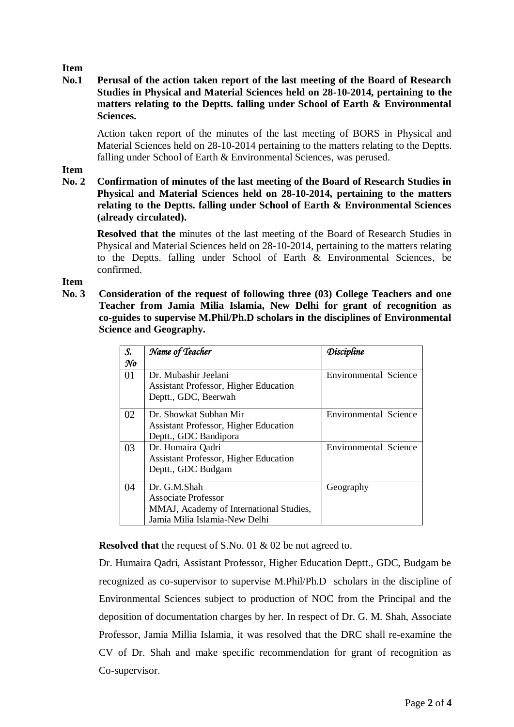**Item No.1 Perusal of the action taken report of the last meeting of the Board of Research Studies in Physical and Material Sciences held on 28-10-2014, pertaining to the matters relating to the Deptts. falling under School of Earth & Environmental Sciences.**

Action taken report of the minutes of the last meeting of BORS in Physical and Material Sciences held on 28-10-2014 pertaining to the matters relating to the Deptts. falling under School of Earth & Environmental Sciences, was perused.

**Item No. 2 Confirmation of minutes of the last meeting of the Board of Research Studies in Physical and Material Sciences held on 28-10-2014, pertaining to the matters relating to the Deptts. falling under School of Earth & Environmental Sciences (already circulated).**

**Resolved that the** minutes of the last meeting of the Board of Research Studies in Physical and Material Sciences held on 28-10-2014, pertaining to the matters relating to the Deptts. falling under School of Earth & Environmental Sciences, be confirmed.

**Item No. 3 Consideration of the request of following three (03) College Teachers and one Teacher from Jamia Milia Islamia, New Delhi for grant of recognition as co-guides to supervise M.Phil/Ph.D scholars in the disciplines of Environmental Science and Geography.**

| *S. No* | *Name of Teacher* | *Discipline* |
|---|---|---|
| 01 | Dr. Mubashir Jeelani<br>Assistant Professor, Higher Education Deptt., GDC, Beerwah | Environmental Science |
| 02 | Dr. Showkat Subhan Mir<br>Assistant Professor, Higher Education Deptt., GDC Bandipora | Environmental Science |
| 03 | Dr. Humaira Qadri<br>Assistant Professor, Higher Education Deptt., GDC Budgam | Environmental Science |
| 04 | Dr. G.M.Shah<br>Associate Professor<br>MMAJ, Academy of International Studies, Jamia Milia Islamia-New Delhi | Geography |

**Resolved that** the request of S.No. 01 & 02 be not agreed to.

Dr. Humaira Qadri, Assistant Professor, Higher Education Deptt., GDC, Budgam be recognized as co-supervisor to supervise M.Phil/Ph.D scholars in the discipline of Environmental Sciences subject to production of NOC from the Principal and the deposition of documentation charges by her. In respect of Dr. G. M. Shah, Associate Professor, Jamia Millia Islamia, it was resolved that the DRC shall re-examine the CV of Dr. Shah and make specific recommendation for grant of recognition as Co-supervisor.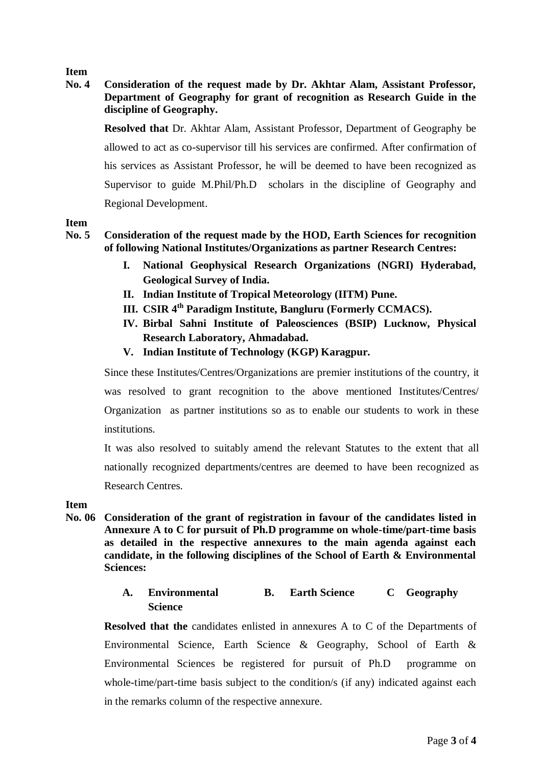**Item No. 4** **Consideration of the request made by Dr. Akhtar Alam, Assistant Professor, Department of Geography for grant of recognition as Research Guide in the discipline of Geography.**

**Resolved that** Dr. Akhtar Alam, Assistant Professor, Department of Geography be allowed to act as co-supervisor till his services are confirmed. After confirmation of his services as Assistant Professor, he will be deemed to have been recognized as Supervisor to guide M.Phil/Ph.D scholars in the discipline of Geography and Regional Development.

**Item No. 5** **Consideration of the request made by the HOD, Earth Sciences for recognition of following National Institutes/Organizations as partner Research Centres:**

- **I. National Geophysical Research Organizations (NGRI) Hyderabad, Geological Survey of India.**
- **II. Indian Institute of Tropical Meteorology (IITM) Pune.**
- **III. CSIR 4th Paradigm Institute, Bangluru (Formerly CCMACS).**
- **IV. Birbal Sahni Institute of Paleosciences (BSIP) Lucknow, Physical Research Laboratory, Ahmadabad.**
- **V. Indian Institute of Technology (KGP) Karagpur.**

Since these Institutes/Centres/Organizations are premier institutions of the country, it was resolved to grant recognition to the above mentioned Institutes/Centres/ Organization as partner institutions so as to enable our students to work in these institutions.

It was also resolved to suitably amend the relevant Statutes to the extent that all nationally recognized departments/centres are deemed to have been recognized as Research Centres.

**Item No. 06** **Consideration of the grant of registration in favour of the candidates listed in Annexure A to C for pursuit of Ph.D programme on whole-time/part-time basis as detailed in the respective annexures to the main agenda against each candidate, in the following disciplines of the School of Earth & Environmental Sciences:**

**A. Environmental Science** **B. Earth Science** **C Geography**

**Resolved that the** candidates enlisted in annexures A to C of the Departments of Environmental Science, Earth Science & Geography, School of Earth & Environmental Sciences be registered for pursuit of Ph.D programme on whole-time/part-time basis subject to the condition/s (if any) indicated against each in the remarks column of the respective annexure.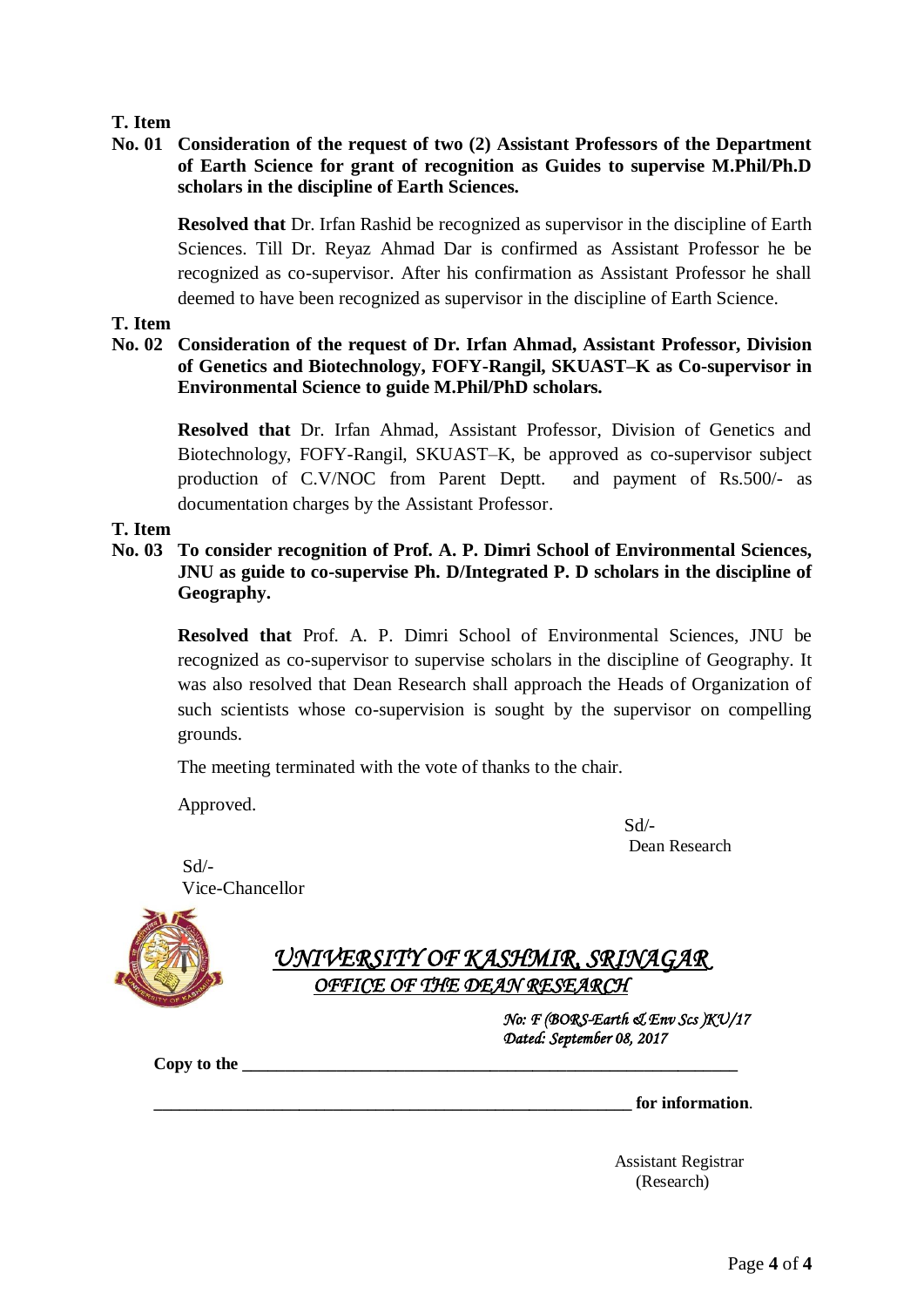**T. Item No. 01** **Consideration of the request of two (2) Assistant Professors of the Department of Earth Science for grant of recognition as Guides to supervise M.Phil/Ph.D scholars in the discipline of Earth Sciences.**

**Resolved that** Dr. Irfan Rashid be recognized as supervisor in the discipline of Earth Sciences. Till Dr. Reyaz Ahmad Dar is confirmed as Assistant Professor he be recognized as co-supervisor. After his confirmation as Assistant Professor he shall deemed to have been recognized as supervisor in the discipline of Earth Science.

**T. Item No. 02** **Consideration of the request of Dr. Irfan Ahmad, Assistant Professor, Division of Genetics and Biotechnology, FOFY-Rangil, SKUAST–K as Co-supervisor in Environmental Science to guide M.Phil/PhD scholars.**

**Resolved that** Dr. Irfan Ahmad, Assistant Professor, Division of Genetics and Biotechnology, FOFY-Rangil, SKUAST–K, be approved as co-supervisor subject production of C.V/NOC from Parent Deptt. and payment of Rs.500/- as documentation charges by the Assistant Professor.

**T. Item No. 03** **To consider recognition of Prof. A. P. Dimri School of Environmental Sciences, JNU as guide to co-supervise Ph. D/Integrated P. D scholars in the discipline of Geography.**

**Resolved that** Prof. A. P. Dimri School of Environmental Sciences, JNU be recognized as co-supervisor to supervise scholars in the discipline of Geography. It was also resolved that Dean Research shall approach the Heads of Organization of such scientists whose co-supervision is sought by the supervisor on compelling grounds.

The meeting terminated with the vote of thanks to the chair.

Approved.

Sd/-
Dean Research

Sd/-
Vice-Chancellor

*UNIVERSITY OF KASHMIR, SRINAGAR*
*OFFICE OF THE DEAN RESEARCH*

*No: F (BORS-Earth & Env Scs )KU/17*
*Dated: September 08, 2017*

**Copy to the** ____________________________________________

____________________________________________ **for information**.

Assistant Registrar
(Research)